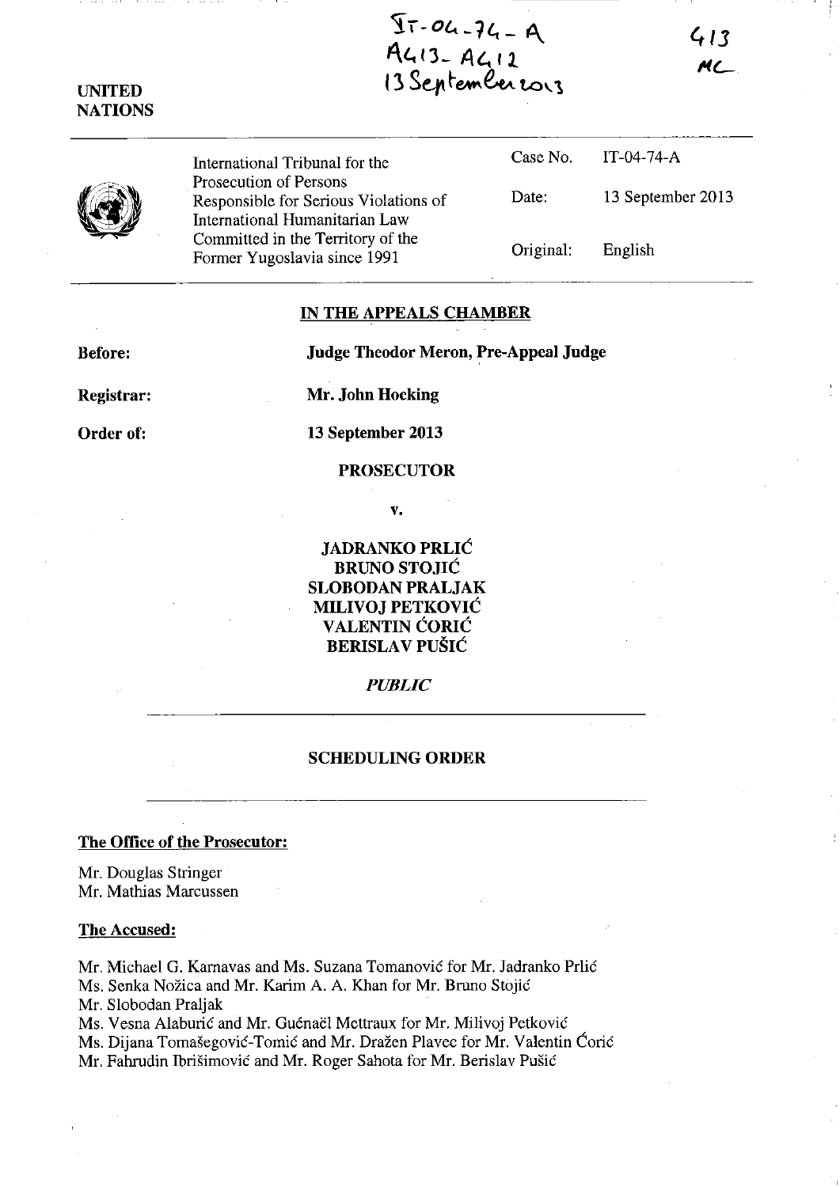IT-04-74-A
A413- A412
13 September 2013

413
MC

UNITED NATIONS

| International Tribunal for the Prosecution of Persons Responsible for Serious Violations of International Humanitarian Law Committed in the Territory of the Former Yugoslavia since 1991 | Case No. | IT-04-74-A |
|---|---|---|
| | Date: | 13 September 2013 |
| | Original: | English |

## IN THE APPEALS CHAMBER

**Before:** **Judge Theodor Meron, Pre-Appeal Judge**

**Registrar:** **Mr. John Hocking**

**Order of:** **13 September 2013**

**PROSECUTOR**

**v.**

**JADRANKO PRLIĆ**
**BRUNO STOJIĆ**
**SLOBODAN PRALJAK**
**MILIVOJ PETKOVIĆ**
**VALENTIN ĆORIĆ**
**BERISLAV PUŠIĆ**

*PUBLIC*

## SCHEDULING ORDER

**The Office of the Prosecutor:**

Mr. Douglas Stringer
Mr. Mathias Marcussen

**The Accused:**

Mr. Michael G. Karnavas and Ms. Suzana Tomanović for Mr. Jadranko Prlić
Ms. Senka Nožica and Mr. Karim A. A. Khan for Mr. Bruno Stojić
Mr. Slobodan Praljak
Ms. Vesna Alaburić and Mr. Guénaël Mettraux for Mr. Milivoj Petković
Ms. Dijana Tomašegović-Tomić and Mr. Dražen Plavec for Mr. Valentin Ćorić
Mr. Fahrudin Ibrišimović and Mr. Roger Sahota for Mr. Berislav Pušić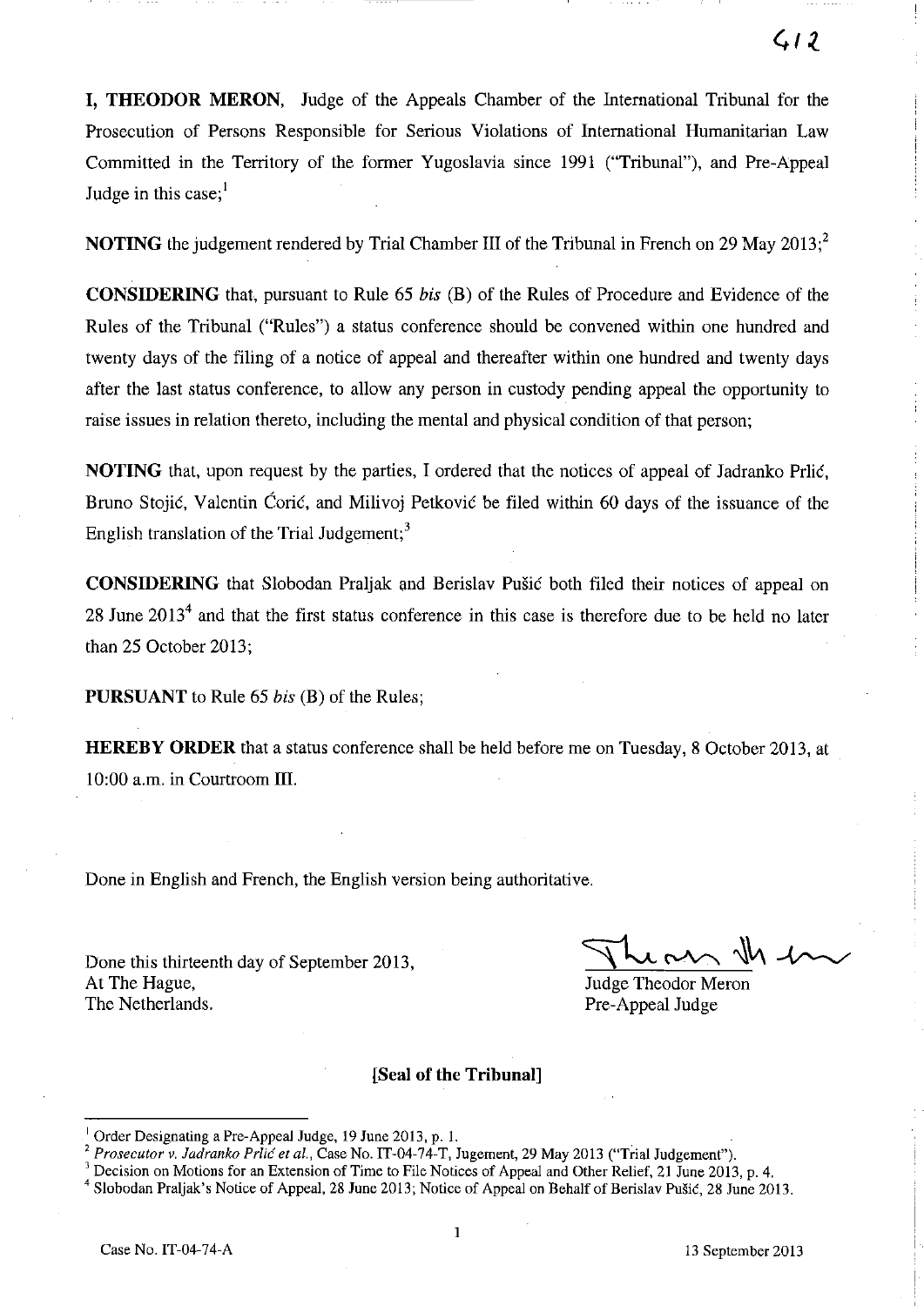**I, THEODOR MERON**, Judge of the Appeals Chamber of the International Tribunal for the Prosecution of Persons Responsible for Serious Violations of International Humanitarian Law Committed in the Territory of the former Yugoslavia since 1991 ("Tribunal"), and Pre-Appeal Judge in this case;[1]

**NOTING** the judgement rendered by Trial Chamber III of the Tribunal in French on 29 May 2013;[2]

**CONSIDERING** that, pursuant to Rule 65 *bis* (B) of the Rules of Procedure and Evidence of the Rules of the Tribunal ("Rules") a status conference should be convened within one hundred and twenty days of the filing of a notice of appeal and thereafter within one hundred and twenty days after the last status conference, to allow any person in custody pending appeal the opportunity to raise issues in relation thereto, including the mental and physical condition of that person;

**NOTING** that, upon request by the parties, I ordered that the notices of appeal of Jadranko Prlić, Bruno Stojić, Valentin Ćorić, and Milivoj Petković be filed within 60 days of the issuance of the English translation of the Trial Judgement;[3]

**CONSIDERING** that Slobodan Praljak and Berislav Pušić both filed their notices of appeal on 28 June 2013[4] and that the first status conference in this case is therefore due to be held no later than 25 October 2013;

**PURSUANT** to Rule 65 *bis* (B) of the Rules;

**HEREBY ORDER** that a status conference shall be held before me on Tuesday, 8 October 2013, at 10:00 a.m. in Courtroom III.

Done in English and French, the English version being authoritative.

Done this thirteenth day of September 2013,
At The Hague,
The Netherlands.

Judge Theodor Meron
Pre-Appeal Judge

**[Seal of the Tribunal]**

---

[1] Order Designating a Pre-Appeal Judge, 19 June 2013, p. 1.

[2] *Prosecutor v. Jadranko Prlić et al.*, Case No. IT-04-74-T, Jugement, 29 May 2013 ("Trial Judgement").

[3] Decision on Motions for an Extension of Time to File Notices of Appeal and Other Relief, 21 June 2013, p. 4.

[4] Slobodan Praljak's Notice of Appeal, 28 June 2013; Notice of Appeal on Behalf of Berislav Pušić, 28 June 2013.